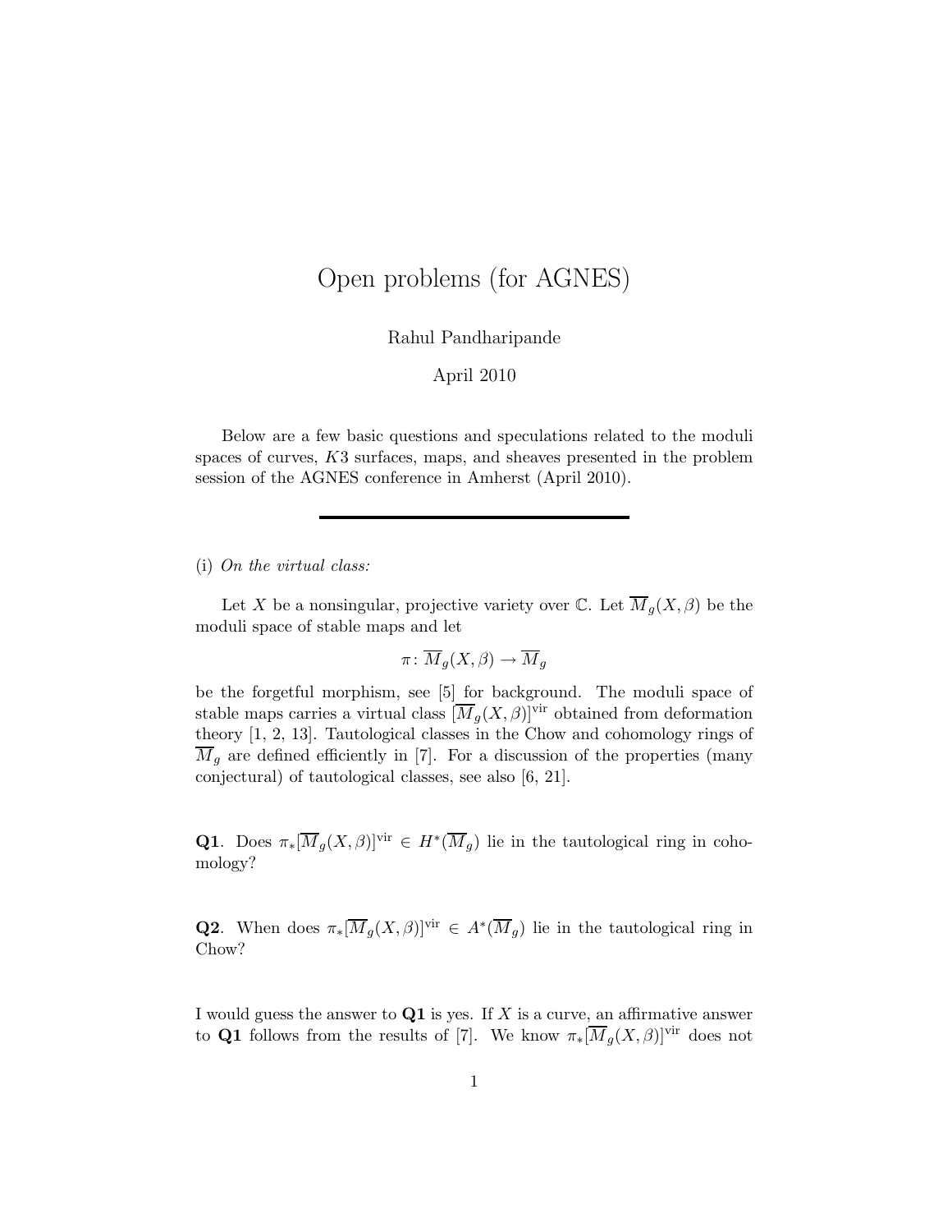# Open problems (for AGNES)

Rahul Pandharipande

April 2010

Below are a few basic questions and speculations related to the moduli spaces of curves, $K3$ surfaces, maps, and sheaves presented in the problem session of the AGNES conference in Amherst (April 2010).

---

(i) *On the virtual class:*

Let $X$ be a nonsingular, projective variety over $\mathbb{C}$. Let $\overline{M}_g(X, \beta)$ be the moduli space of stable maps and let

$$\pi \colon \overline{M}_g(X, \beta) \to \overline{M}_g$$

be the forgetful morphism, see [5] for background. The moduli space of stable maps carries a virtual class $[\overline{M}_g(X, \beta)]^{\mathrm{vir}}$ obtained from deformation theory [1, 2, 13]. Tautological classes in the Chow and cohomology rings of $\overline{M}_g$ are defined efficiently in [7]. For a discussion of the properties (many conjectural) of tautological classes, see also [6, 21].

**Q1**. Does $\pi_*[\overline{M}_g(X, \beta)]^{\mathrm{vir}} \in H^*(\overline{M}_g)$ lie in the tautological ring in cohomology?

**Q2**. When does $\pi_*[\overline{M}_g(X, \beta)]^{\mathrm{vir}} \in A^*(\overline{M}_g)$ lie in the tautological ring in Chow?

I would guess the answer to **Q1** is yes. If $X$ is a curve, an affirmative answer to **Q1** follows from the results of [7]. We know $\pi_*[\overline{M}_g(X, \beta)]^{\mathrm{vir}}$ does not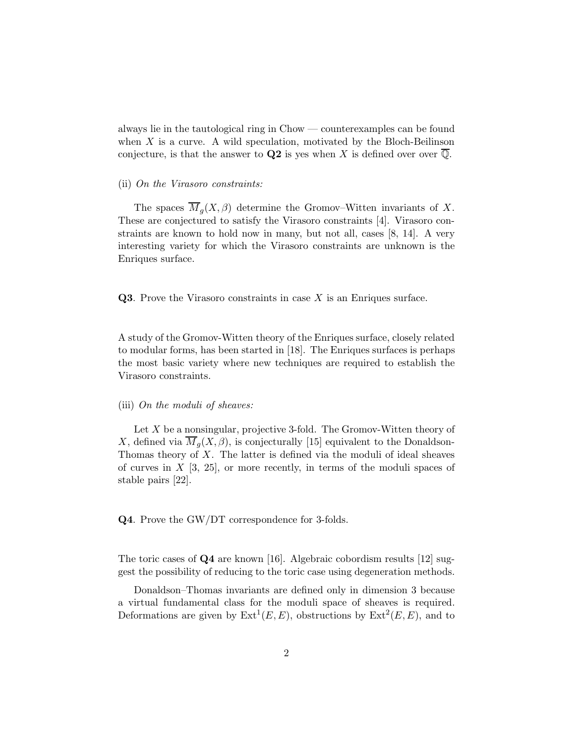always lie in the tautological ring in Chow — counterexamples can be found when $X$ is a curve. A wild speculation, motivated by the Bloch-Beilinson conjecture, is that the answer to **Q2** is yes when $X$ is defined over over $\overline{\mathbb{Q}}$.

(ii) *On the Virasoro constraints:*

The spaces $\overline{M}_g(X, \beta)$ determine the Gromov–Witten invariants of $X$. These are conjectured to satisfy the Virasoro constraints [4]. Virasoro constraints are known to hold now in many, but not all, cases [8, 14]. A very interesting variety for which the Virasoro constraints are unknown is the Enriques surface.

**Q3**. Prove the Virasoro constraints in case $X$ is an Enriques surface.

A study of the Gromov-Witten theory of the Enriques surface, closely related to modular forms, has been started in [18]. The Enriques surfaces is perhaps the most basic variety where new techniques are required to establish the Virasoro constraints.

(iii) *On the moduli of sheaves:*

Let $X$ be a nonsingular, projective 3-fold. The Gromov-Witten theory of $X$, defined via $\overline{M}_g(X, \beta)$, is conjecturally [15] equivalent to the Donaldson-Thomas theory of $X$. The latter is defined via the moduli of ideal sheaves of curves in $X$ [3, 25], or more recently, in terms of the moduli spaces of stable pairs [22].

**Q4**. Prove the GW/DT correspondence for 3-folds.

The toric cases of **Q4** are known [16]. Algebraic cobordism results [12] suggest the possibility of reducing to the toric case using degeneration methods.

Donaldson–Thomas invariants are defined only in dimension 3 because a virtual fundamental class for the moduli space of sheaves is required. Deformations are given by $\text{Ext}^1(E, E)$, obstructions by $\text{Ext}^2(E, E)$, and to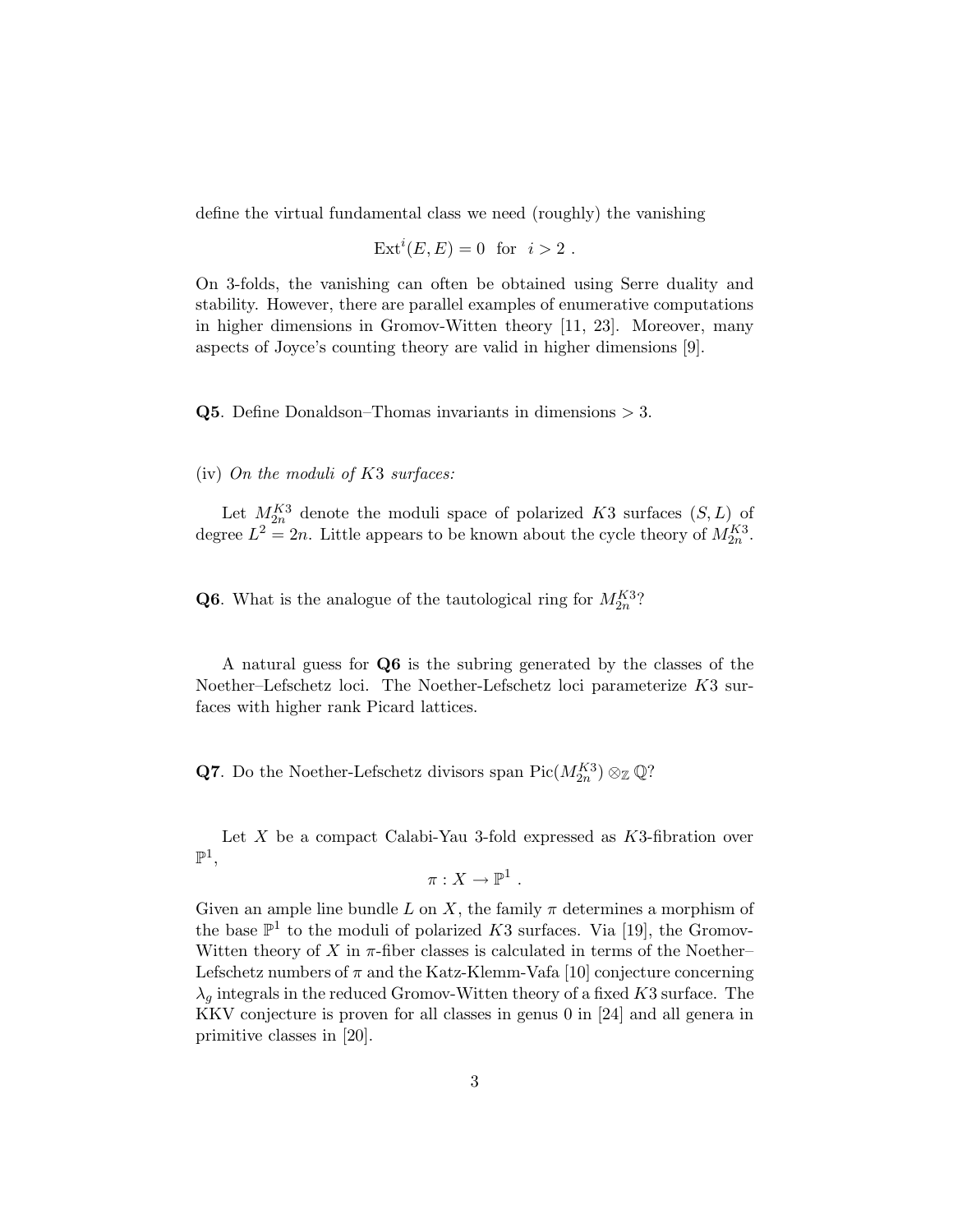define the virtual fundamental class we need (roughly) the vanishing

$$\mathrm{Ext}^i(E,E) = 0 \ \text{ for } \ i > 2 \ .$$

On 3-folds, the vanishing can often be obtained using Serre duality and stability. However, there are parallel examples of enumerative computations in higher dimensions in Gromov-Witten theory [11, 23]. Moreover, many aspects of Joyce's counting theory are valid in higher dimensions [9].

**Q5**. Define Donaldson–Thomas invariants in dimensions $> 3$.

(iv) *On the moduli of $K3$ surfaces:*

Let $M_{2n}^{K3}$ denote the moduli space of polarized $K3$ surfaces $(S, L)$ of degree $L^2 = 2n$. Little appears to be known about the cycle theory of $M_{2n}^{K3}$.

**Q6**. What is the analogue of the tautological ring for $M_{2n}^{K3}$?

A natural guess for **Q6** is the subring generated by the classes of the Noether–Lefschetz loci. The Noether-Lefschetz loci parameterize $K3$ surfaces with higher rank Picard lattices.

**Q7**. Do the Noether-Lefschetz divisors span $\mathrm{Pic}(M_{2n}^{K3}) \otimes_{\mathbb{Z}} \mathbb{Q}$?

Let $X$ be a compact Calabi-Yau 3-fold expressed as $K3$-fibration over $\mathbb{P}^1$,

$$\pi : X \rightarrow \mathbb{P}^1 \ .$$

Given an ample line bundle $L$ on $X$, the family $\pi$ determines a morphism of the base $\mathbb{P}^1$ to the moduli of polarized $K3$ surfaces. Via [19], the Gromov-Witten theory of $X$ in $\pi$-fiber classes is calculated in terms of the Noether–Lefschetz numbers of $\pi$ and the Katz-Klemm-Vafa [10] conjecture concerning $\lambda_g$ integrals in the reduced Gromov-Witten theory of a fixed $K3$ surface. The KKV conjecture is proven for all classes in genus 0 in [24] and all genera in primitive classes in [20].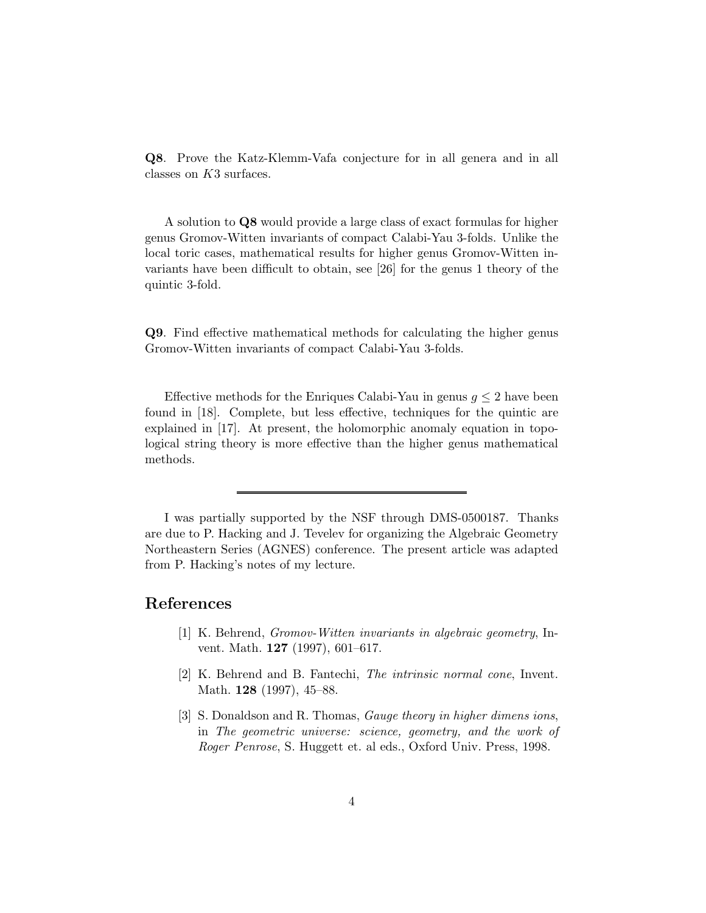**Q8**. Prove the Katz-Klemm-Vafa conjecture for in all genera and in all classes on $K3$ surfaces.

A solution to **Q8** would provide a large class of exact formulas for higher genus Gromov-Witten invariants of compact Calabi-Yau 3-folds. Unlike the local toric cases, mathematical results for higher genus Gromov-Witten invariants have been difficult to obtain, see [26] for the genus 1 theory of the quintic 3-fold.

**Q9**. Find effective mathematical methods for calculating the higher genus Gromov-Witten invariants of compact Calabi-Yau 3-folds.

Effective methods for the Enriques Calabi-Yau in genus $g \leq 2$ have been found in [18]. Complete, but less effective, techniques for the quintic are explained in [17]. At present, the holomorphic anomaly equation in topological string theory is more effective than the higher genus mathematical methods.

---

I was partially supported by the NSF through DMS-0500187. Thanks are due to P. Hacking and J. Tevelev for organizing the Algebraic Geometry Northeastern Series (AGNES) conference. The present article was adapted from P. Hacking's notes of my lecture.

## References

[1] K. Behrend, *Gromov-Witten invariants in algebraic geometry*, Invent. Math. **127** (1997), 601–617.

[2] K. Behrend and B. Fantechi, *The intrinsic normal cone*, Invent. Math. **128** (1997), 45–88.

[3] S. Donaldson and R. Thomas, *Gauge theory in higher dimens ions*, in *The geometric universe: science, geometry, and the work of Roger Penrose*, S. Huggett et. al eds., Oxford Univ. Press, 1998.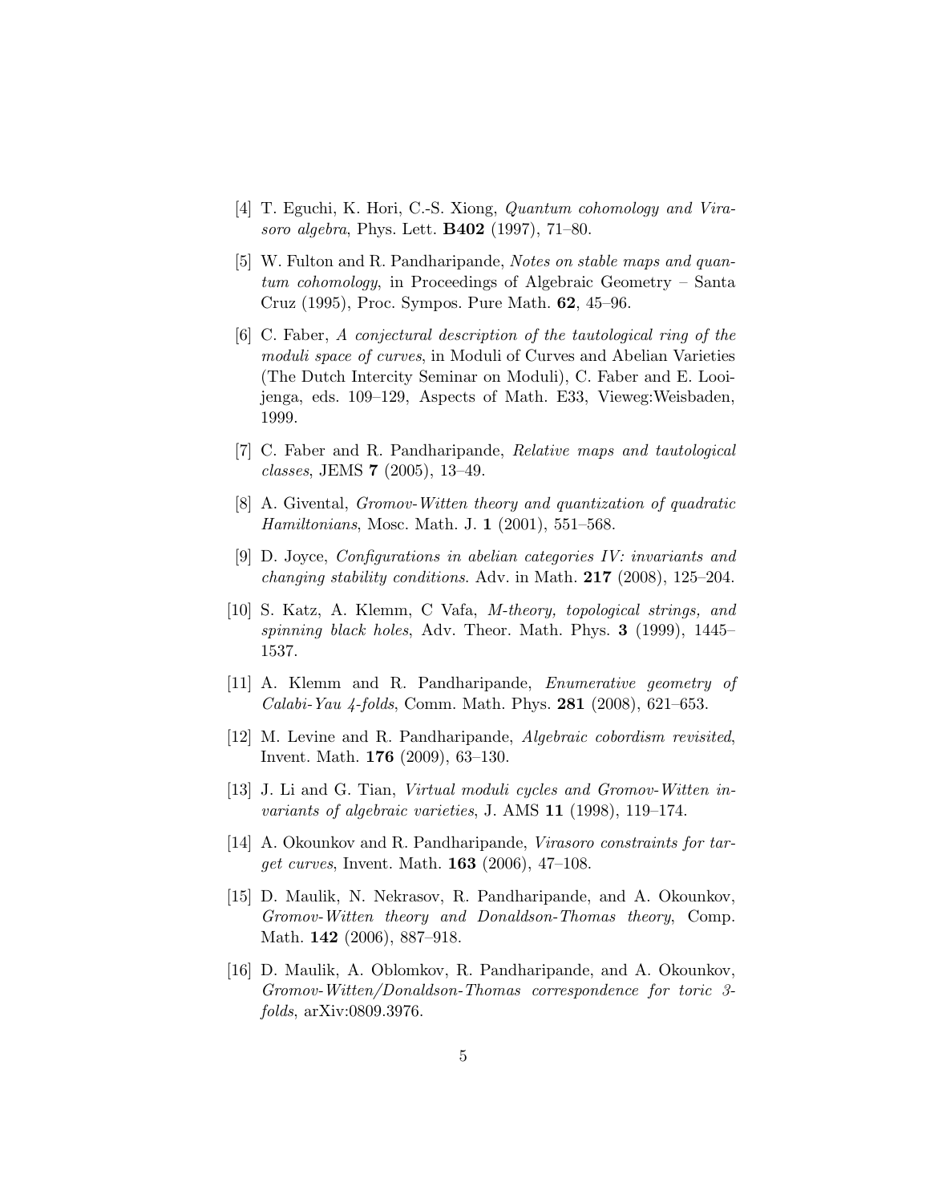[4] T. Eguchi, K. Hori, C.-S. Xiong, *Quantum cohomology and Virasoro algebra*, Phys. Lett. **B402** (1997), 71–80.

[5] W. Fulton and R. Pandharipande, *Notes on stable maps and quantum cohomology*, in Proceedings of Algebraic Geometry – Santa Cruz (1995), Proc. Sympos. Pure Math. **62**, 45–96.

[6] C. Faber, *A conjectural description of the tautological ring of the moduli space of curves*, in Moduli of Curves and Abelian Varieties (The Dutch Intercity Seminar on Moduli), C. Faber and E. Looijenga, eds. 109–129, Aspects of Math. E33, Vieweg:Weisbaden, 1999.

[7] C. Faber and R. Pandharipande, *Relative maps and tautological classes*, JEMS **7** (2005), 13–49.

[8] A. Givental, *Gromov-Witten theory and quantization of quadratic Hamiltonians*, Mosc. Math. J. **1** (2001), 551–568.

[9] D. Joyce, *Configurations in abelian categories IV: invariants and changing stability conditions*. Adv. in Math. **217** (2008), 125–204.

[10] S. Katz, A. Klemm, C Vafa, *M-theory, topological strings, and spinning black holes*, Adv. Theor. Math. Phys. **3** (1999), 1445–1537.

[11] A. Klemm and R. Pandharipande, *Enumerative geometry of Calabi-Yau 4-folds*, Comm. Math. Phys. **281** (2008), 621–653.

[12] M. Levine and R. Pandharipande, *Algebraic cobordism revisited*, Invent. Math. **176** (2009), 63–130.

[13] J. Li and G. Tian, *Virtual moduli cycles and Gromov-Witten invariants of algebraic varieties*, J. AMS **11** (1998), 119–174.

[14] A. Okounkov and R. Pandharipande, *Virasoro constraints for target curves*, Invent. Math. **163** (2006), 47–108.

[15] D. Maulik, N. Nekrasov, R. Pandharipande, and A. Okounkov, *Gromov-Witten theory and Donaldson-Thomas theory*, Comp. Math. **142** (2006), 887–918.

[16] D. Maulik, A. Oblomkov, R. Pandharipande, and A. Okounkov, *Gromov-Witten/Donaldson-Thomas correspondence for toric 3-folds*, arXiv:0809.3976.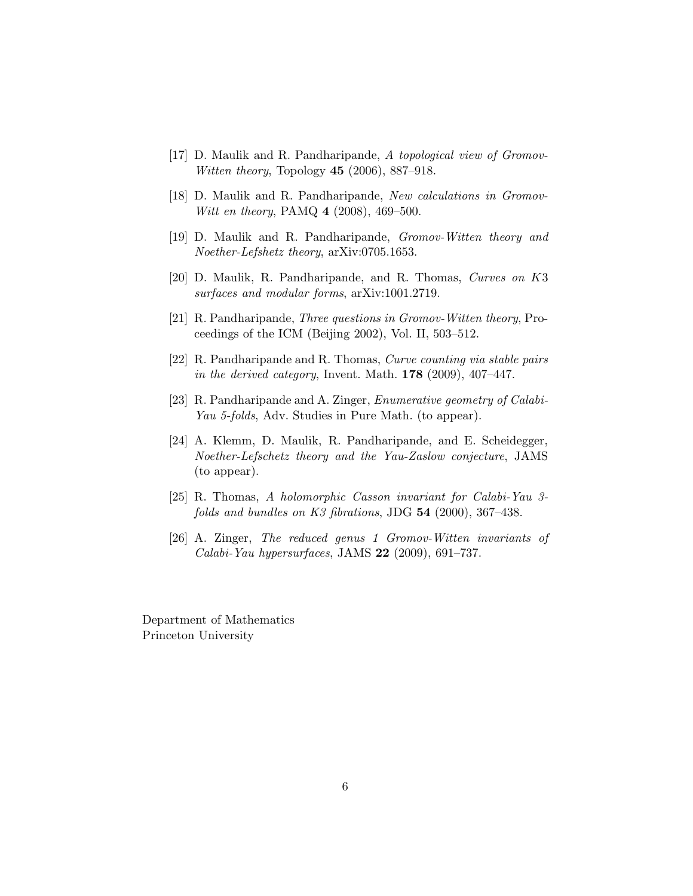[17] D. Maulik and R. Pandharipande, *A topological view of Gromov-Witten theory*, Topology **45** (2006), 887–918.

[18] D. Maulik and R. Pandharipande, *New calculations in Gromov-Witt en theory*, PAMQ **4** (2008), 469–500.

[19] D. Maulik and R. Pandharipande, *Gromov-Witten theory and Noether-Lefshetz theory*, arXiv:0705.1653.

[20] D. Maulik, R. Pandharipande, and R. Thomas, *Curves on $K3$ surfaces and modular forms*, arXiv:1001.2719.

[21] R. Pandharipande, *Three questions in Gromov-Witten theory*, Proceedings of the ICM (Beijing 2002), Vol. II, 503–512.

[22] R. Pandharipande and R. Thomas, *Curve counting via stable pairs in the derived category*, Invent. Math. **178** (2009), 407–447.

[23] R. Pandharipande and A. Zinger, *Enumerative geometry of Calabi-Yau 5-folds*, Adv. Studies in Pure Math. (to appear).

[24] A. Klemm, D. Maulik, R. Pandharipande, and E. Scheidegger, *Noether-Lefschetz theory and the Yau-Zaslow conjecture*, JAMS (to appear).

[25] R. Thomas, *A holomorphic Casson invariant for Calabi-Yau 3-folds and bundles on K3 fibrations*, JDG **54** (2000), 367–438.

[26] A. Zinger, *The reduced genus 1 Gromov-Witten invariants of Calabi-Yau hypersurfaces*, JAMS **22** (2009), 691–737.

Department of Mathematics
Princeton University